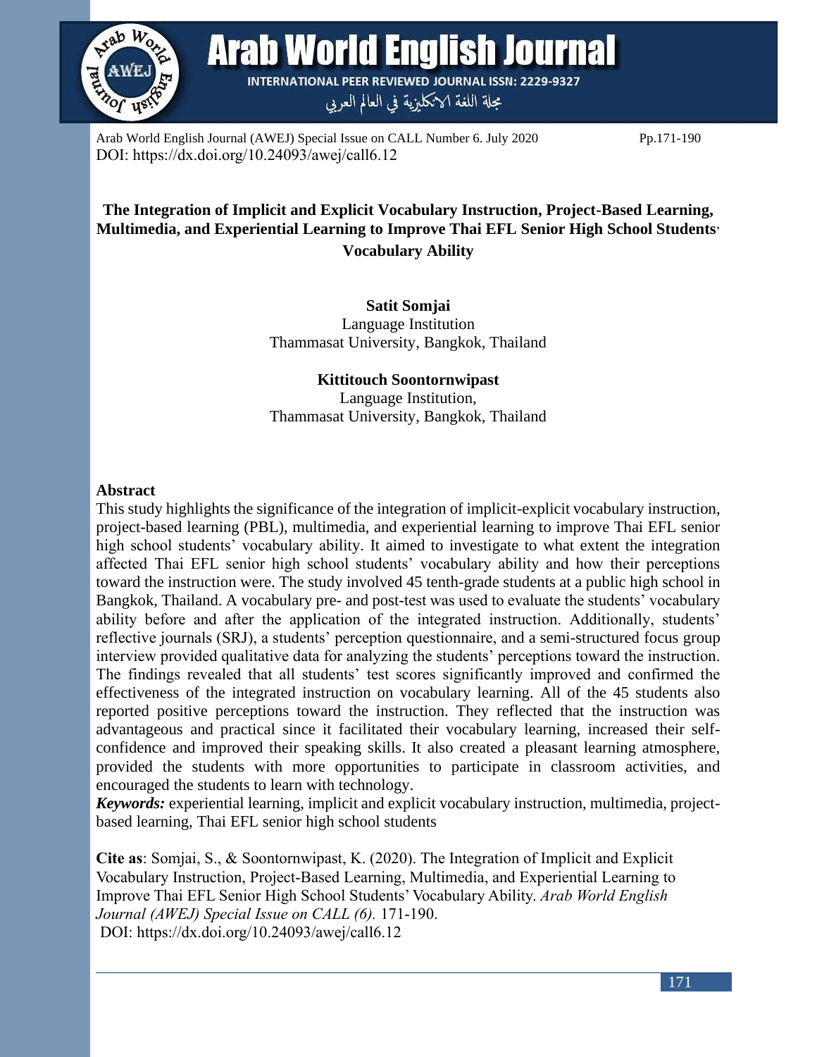# The Integration of Implicit and Explicit Vocabulary Instruction, Project-Based Learning, Multimedia, and Experiential Learning to Improve Thai EFL Senior High School Students' Vocabulary Ability

**Satit Somjai**
Language Institution
Thammasat University, Bangkok, Thailand

**Kittitouch Soontornwipast**
Language Institution,
Thammasat University, Bangkok, Thailand

## Abstract

This study highlights the significance of the integration of implicit-explicit vocabulary instruction, project-based learning (PBL), multimedia, and experiential learning to improve Thai EFL senior high school students' vocabulary ability. It aimed to investigate to what extent the integration affected Thai EFL senior high school students' vocabulary ability and how their perceptions toward the instruction were. The study involved 45 tenth-grade students at a public high school in Bangkok, Thailand. A vocabulary pre- and post-test was used to evaluate the students' vocabulary ability before and after the application of the integrated instruction. Additionally, students' reflective journals (SRJ), a students' perception questionnaire, and a semi-structured focus group interview provided qualitative data for analyzing the students' perceptions toward the instruction. The findings revealed that all students' test scores significantly improved and confirmed the effectiveness of the integrated instruction on vocabulary learning. All of the 45 students also reported positive perceptions toward the instruction. They reflected that the instruction was advantageous and practical since it facilitated their vocabulary learning, increased their self-confidence and improved their speaking skills. It also created a pleasant learning atmosphere, provided the students with more opportunities to participate in classroom activities, and encouraged the students to learn with technology.

***Keywords:*** experiential learning, implicit and explicit vocabulary instruction, multimedia, project-based learning, Thai EFL senior high school students

**Cite as**: Somjai, S., & Soontornwipast, K. (2020). The Integration of Implicit and Explicit Vocabulary Instruction, Project-Based Learning, Multimedia, and Experiential Learning to Improve Thai EFL Senior High School Students' Vocabulary Ability. *Arab World English Journal (AWEJ) Special Issue on CALL (6).* 171-190.
DOI: https://dx.doi.org/10.24093/awej/call6.12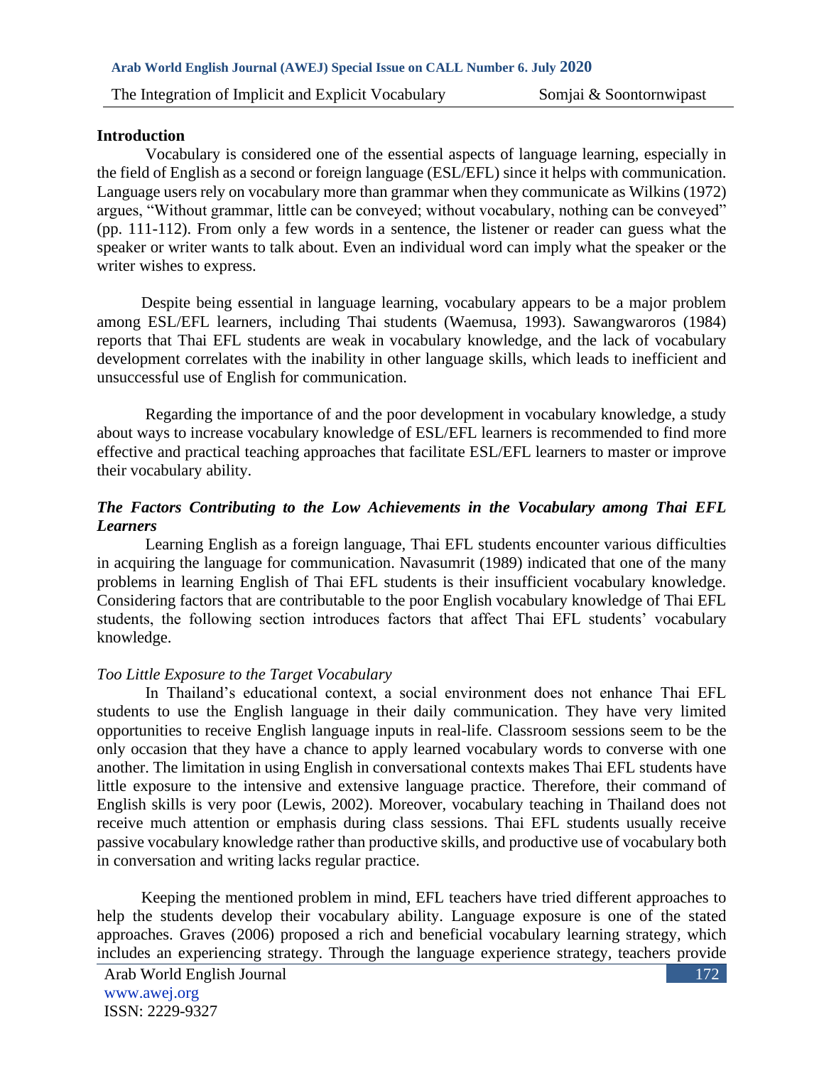## Introduction

Vocabulary is considered one of the essential aspects of language learning, especially in the field of English as a second or foreign language (ESL/EFL) since it helps with communication. Language users rely on vocabulary more than grammar when they communicate as Wilkins (1972) argues, "Without grammar, little can be conveyed; without vocabulary, nothing can be conveyed" (pp. 111-112). From only a few words in a sentence, the listener or reader can guess what the speaker or writer wants to talk about. Even an individual word can imply what the speaker or the writer wishes to express.

Despite being essential in language learning, vocabulary appears to be a major problem among ESL/EFL learners, including Thai students (Waemusa, 1993). Sawangwaroros (1984) reports that Thai EFL students are weak in vocabulary knowledge, and the lack of vocabulary development correlates with the inability in other language skills, which leads to inefficient and unsuccessful use of English for communication.

Regarding the importance of and the poor development in vocabulary knowledge, a study about ways to increase vocabulary knowledge of ESL/EFL learners is recommended to find more effective and practical teaching approaches that facilitate ESL/EFL learners to master or improve their vocabulary ability.

### *The Factors Contributing to the Low Achievements in the Vocabulary among Thai EFL Learners*

Learning English as a foreign language, Thai EFL students encounter various difficulties in acquiring the language for communication. Navasumrit (1989) indicated that one of the many problems in learning English of Thai EFL students is their insufficient vocabulary knowledge. Considering factors that are contributable to the poor English vocabulary knowledge of Thai EFL students, the following section introduces factors that affect Thai EFL students' vocabulary knowledge.

#### *Too Little Exposure to the Target Vocabulary*

In Thailand's educational context, a social environment does not enhance Thai EFL students to use the English language in their daily communication. They have very limited opportunities to receive English language inputs in real-life. Classroom sessions seem to be the only occasion that they have a chance to apply learned vocabulary words to converse with one another. The limitation in using English in conversational contexts makes Thai EFL students have little exposure to the intensive and extensive language practice. Therefore, their command of English skills is very poor (Lewis, 2002). Moreover, vocabulary teaching in Thailand does not receive much attention or emphasis during class sessions. Thai EFL students usually receive passive vocabulary knowledge rather than productive skills, and productive use of vocabulary both in conversation and writing lacks regular practice.

Keeping the mentioned problem in mind, EFL teachers have tried different approaches to help the students develop their vocabulary ability. Language exposure is one of the stated approaches. Graves (2006) proposed a rich and beneficial vocabulary learning strategy, which includes an experiencing strategy. Through the language experience strategy, teachers provide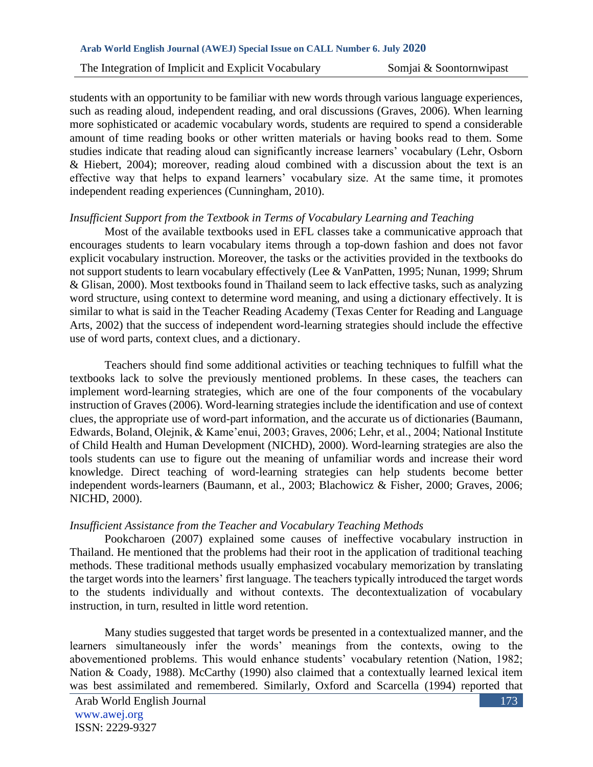students with an opportunity to be familiar with new words through various language experiences, such as reading aloud, independent reading, and oral discussions (Graves, 2006). When learning more sophisticated or academic vocabulary words, students are required to spend a considerable amount of time reading books or other written materials or having books read to them. Some studies indicate that reading aloud can significantly increase learners' vocabulary (Lehr, Osborn & Hiebert, 2004); moreover, reading aloud combined with a discussion about the text is an effective way that helps to expand learners' vocabulary size. At the same time, it promotes independent reading experiences (Cunningham, 2010).

*Insufficient Support from the Textbook in Terms of Vocabulary Learning and Teaching*

Most of the available textbooks used in EFL classes take a communicative approach that encourages students to learn vocabulary items through a top-down fashion and does not favor explicit vocabulary instruction. Moreover, the tasks or the activities provided in the textbooks do not support students to learn vocabulary effectively (Lee & VanPatten, 1995; Nunan, 1999; Shrum & Glisan, 2000). Most textbooks found in Thailand seem to lack effective tasks, such as analyzing word structure, using context to determine word meaning, and using a dictionary effectively. It is similar to what is said in the Teacher Reading Academy (Texas Center for Reading and Language Arts, 2002) that the success of independent word-learning strategies should include the effective use of word parts, context clues, and a dictionary.

Teachers should find some additional activities or teaching techniques to fulfill what the textbooks lack to solve the previously mentioned problems. In these cases, the teachers can implement word-learning strategies, which are one of the four components of the vocabulary instruction of Graves (2006). Word-learning strategies include the identification and use of context clues, the appropriate use of word-part information, and the accurate us of dictionaries (Baumann, Edwards, Boland, Olejnik, & Kame'enui, 2003; Graves, 2006; Lehr, et al., 2004; National Institute of Child Health and Human Development (NICHD), 2000). Word-learning strategies are also the tools students can use to figure out the meaning of unfamiliar words and increase their word knowledge. Direct teaching of word-learning strategies can help students become better independent words-learners (Baumann, et al., 2003; Blachowicz & Fisher, 2000; Graves, 2006; NICHD, 2000).

*Insufficient Assistance from the Teacher and Vocabulary Teaching Methods*

Pookcharoen (2007) explained some causes of ineffective vocabulary instruction in Thailand. He mentioned that the problems had their root in the application of traditional teaching methods. These traditional methods usually emphasized vocabulary memorization by translating the target words into the learners' first language. The teachers typically introduced the target words to the students individually and without contexts. The decontextualization of vocabulary instruction, in turn, resulted in little word retention.

Many studies suggested that target words be presented in a contextualized manner, and the learners simultaneously infer the words' meanings from the contexts, owing to the abovementioned problems. This would enhance students' vocabulary retention (Nation, 1982; Nation & Coady, 1988). McCarthy (1990) also claimed that a contextually learned lexical item was best assimilated and remembered. Similarly, Oxford and Scarcella (1994) reported that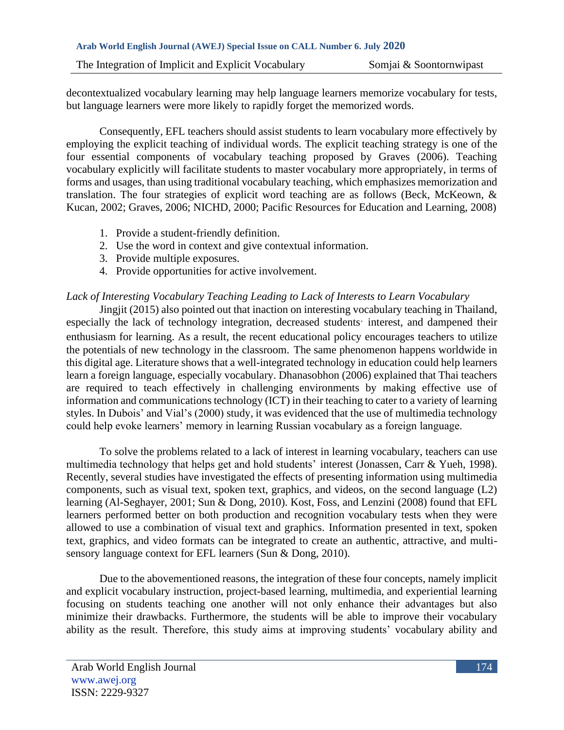decontextualized vocabulary learning may help language learners memorize vocabulary for tests, but language learners were more likely to rapidly forget the memorized words.

Consequently, EFL teachers should assist students to learn vocabulary more effectively by employing the explicit teaching of individual words. The explicit teaching strategy is one of the four essential components of vocabulary teaching proposed by Graves (2006). Teaching vocabulary explicitly will facilitate students to master vocabulary more appropriately, in terms of forms and usages, than using traditional vocabulary teaching, which emphasizes memorization and translation. The four strategies of explicit word teaching are as follows (Beck, McKeown, & Kucan, 2002; Graves, 2006; NICHD, 2000; Pacific Resources for Education and Learning, 2008)

1. Provide a student-friendly definition.
2. Use the word in context and give contextual information.
3. Provide multiple exposures.
4. Provide opportunities for active involvement.

*Lack of Interesting Vocabulary Teaching Leading to Lack of Interests to Learn Vocabulary*

Jingjit (2015) also pointed out that inaction on interesting vocabulary teaching in Thailand, especially the lack of technology integration, decreased students' interest, and dampened their enthusiasm for learning. As a result, the recent educational policy encourages teachers to utilize the potentials of new technology in the classroom. The same phenomenon happens worldwide in this digital age. Literature shows that a well-integrated technology in education could help learners learn a foreign language, especially vocabulary. Dhanasobhon (2006) explained that Thai teachers are required to teach effectively in challenging environments by making effective use of information and communications technology (ICT) in their teaching to cater to a variety of learning styles. In Dubois' and Vial's (2000) study, it was evidenced that the use of multimedia technology could help evoke learners' memory in learning Russian vocabulary as a foreign language.

To solve the problems related to a lack of interest in learning vocabulary, teachers can use multimedia technology that helps get and hold students' interest (Jonassen, Carr & Yueh, 1998). Recently, several studies have investigated the effects of presenting information using multimedia components, such as visual text, spoken text, graphics, and videos, on the second language (L2) learning (Al-Seghayer, 2001; Sun & Dong, 2010). Kost, Foss, and Lenzini (2008) found that EFL learners performed better on both production and recognition vocabulary tests when they were allowed to use a combination of visual text and graphics. Information presented in text, spoken text, graphics, and video formats can be integrated to create an authentic, attractive, and multi-sensory language context for EFL learners (Sun & Dong, 2010).

Due to the abovementioned reasons, the integration of these four concepts, namely implicit and explicit vocabulary instruction, project-based learning, multimedia, and experiential learning focusing on students teaching one another will not only enhance their advantages but also minimize their drawbacks. Furthermore, the students will be able to improve their vocabulary ability as the result. Therefore, this study aims at improving students' vocabulary ability and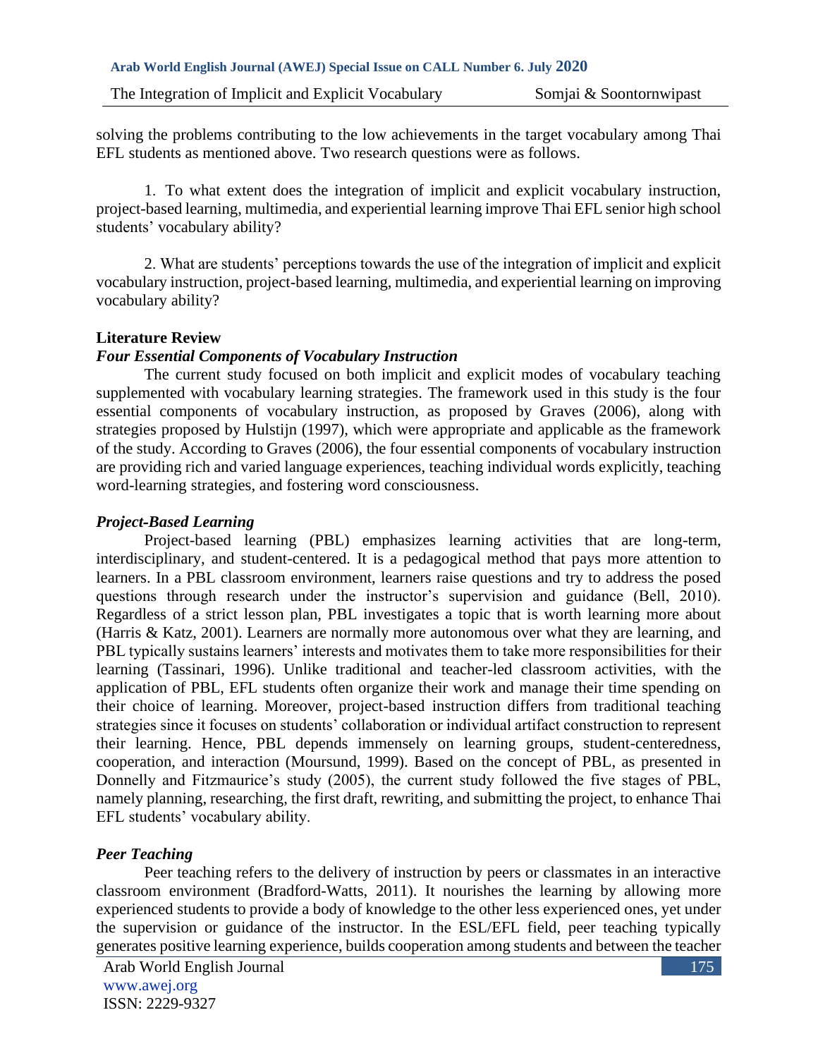solving the problems contributing to the low achievements in the target vocabulary among Thai EFL students as mentioned above. Two research questions were as follows.

1. To what extent does the integration of implicit and explicit vocabulary instruction, project-based learning, multimedia, and experiential learning improve Thai EFL senior high school students' vocabulary ability?

2. What are students' perceptions towards the use of the integration of implicit and explicit vocabulary instruction, project-based learning, multimedia, and experiential learning on improving vocabulary ability?

## Literature Review

### *Four Essential Components of Vocabulary Instruction*

The current study focused on both implicit and explicit modes of vocabulary teaching supplemented with vocabulary learning strategies. The framework used in this study is the four essential components of vocabulary instruction, as proposed by Graves (2006), along with strategies proposed by Hulstijn (1997), which were appropriate and applicable as the framework of the study. According to Graves (2006), the four essential components of vocabulary instruction are providing rich and varied language experiences, teaching individual words explicitly, teaching word-learning strategies, and fostering word consciousness.

### *Project-Based Learning*

Project-based learning (PBL) emphasizes learning activities that are long-term, interdisciplinary, and student-centered. It is a pedagogical method that pays more attention to learners. In a PBL classroom environment, learners raise questions and try to address the posed questions through research under the instructor's supervision and guidance (Bell, 2010). Regardless of a strict lesson plan, PBL investigates a topic that is worth learning more about (Harris & Katz, 2001). Learners are normally more autonomous over what they are learning, and PBL typically sustains learners' interests and motivates them to take more responsibilities for their learning (Tassinari, 1996). Unlike traditional and teacher-led classroom activities, with the application of PBL, EFL students often organize their work and manage their time spending on their choice of learning. Moreover, project-based instruction differs from traditional teaching strategies since it focuses on students' collaboration or individual artifact construction to represent their learning. Hence, PBL depends immensely on learning groups, student-centeredness, cooperation, and interaction (Moursund, 1999). Based on the concept of PBL, as presented in Donnelly and Fitzmaurice's study (2005), the current study followed the five stages of PBL, namely planning, researching, the first draft, rewriting, and submitting the project, to enhance Thai EFL students' vocabulary ability.

### *Peer Teaching*

Peer teaching refers to the delivery of instruction by peers or classmates in an interactive classroom environment (Bradford-Watts, 2011). It nourishes the learning by allowing more experienced students to provide a body of knowledge to the other less experienced ones, yet under the supervision or guidance of the instructor. In the ESL/EFL field, peer teaching typically generates positive learning experience, builds cooperation among students and between the teacher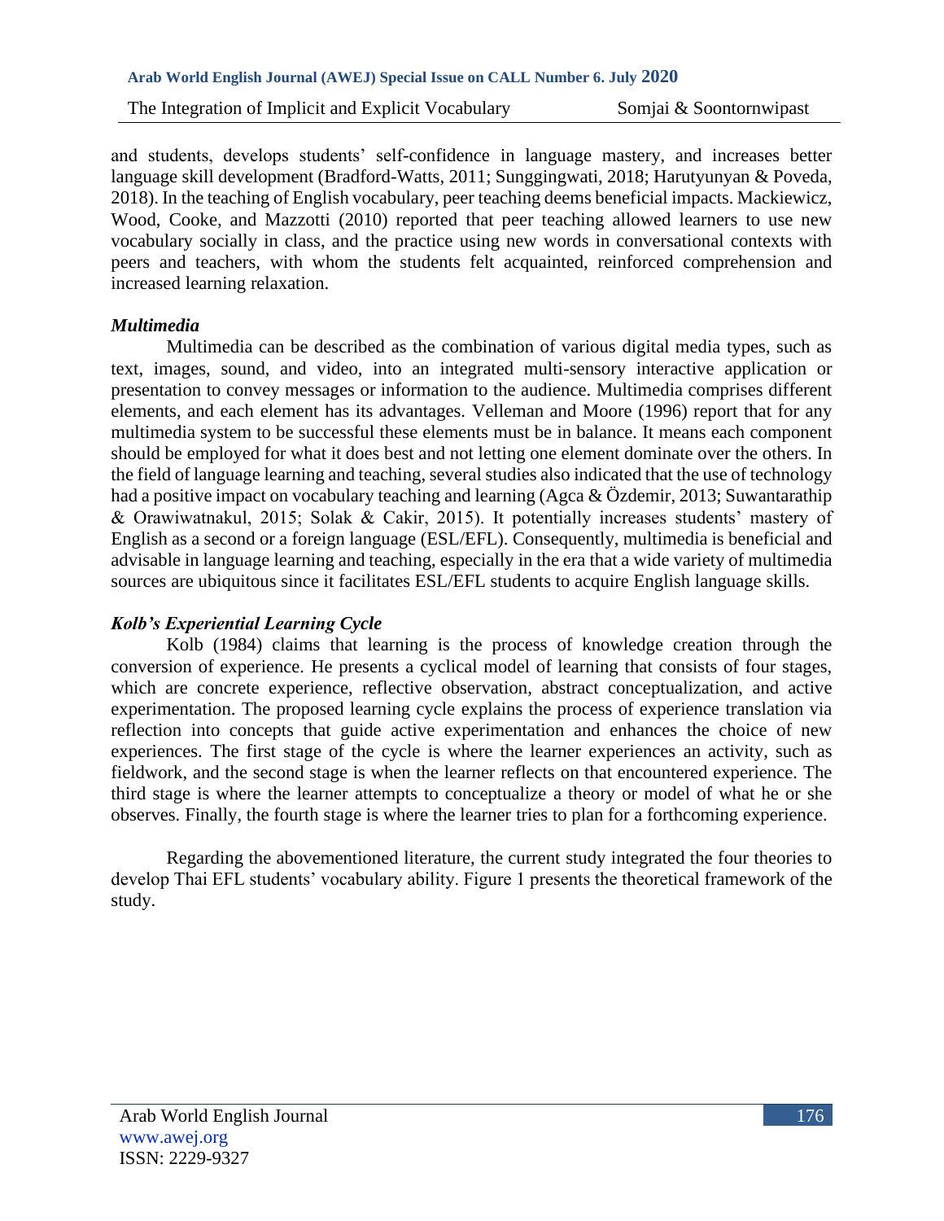and students, develops students' self-confidence in language mastery, and increases better language skill development (Bradford-Watts, 2011; Sunggingwati, 2018; Harutyunyan & Poveda, 2018). In the teaching of English vocabulary, peer teaching deems beneficial impacts. Mackiewicz, Wood, Cooke, and Mazzotti (2010) reported that peer teaching allowed learners to use new vocabulary socially in class, and the practice using new words in conversational contexts with peers and teachers, with whom the students felt acquainted, reinforced comprehension and increased learning relaxation.

***Multimedia***

Multimedia can be described as the combination of various digital media types, such as text, images, sound, and video, into an integrated multi-sensory interactive application or presentation to convey messages or information to the audience. Multimedia comprises different elements, and each element has its advantages. Velleman and Moore (1996) report that for any multimedia system to be successful these elements must be in balance. It means each component should be employed for what it does best and not letting one element dominate over the others. In the field of language learning and teaching, several studies also indicated that the use of technology had a positive impact on vocabulary teaching and learning (Agca & Özdemir, 2013; Suwantarathip & Orawiwatnakul, 2015; Solak & Cakir, 2015). It potentially increases students' mastery of English as a second or a foreign language (ESL/EFL). Consequently, multimedia is beneficial and advisable in language learning and teaching, especially in the era that a wide variety of multimedia sources are ubiquitous since it facilitates ESL/EFL students to acquire English language skills.

***Kolb's Experiential Learning Cycle***

Kolb (1984) claims that learning is the process of knowledge creation through the conversion of experience. He presents a cyclical model of learning that consists of four stages, which are concrete experience, reflective observation, abstract conceptualization, and active experimentation. The proposed learning cycle explains the process of experience translation via reflection into concepts that guide active experimentation and enhances the choice of new experiences. The first stage of the cycle is where the learner experiences an activity, such as fieldwork, and the second stage is when the learner reflects on that encountered experience. The third stage is where the learner attempts to conceptualize a theory or model of what he or she observes. Finally, the fourth stage is where the learner tries to plan for a forthcoming experience.

Regarding the abovementioned literature, the current study integrated the four theories to develop Thai EFL students' vocabulary ability. Figure 1 presents the theoretical framework of the study.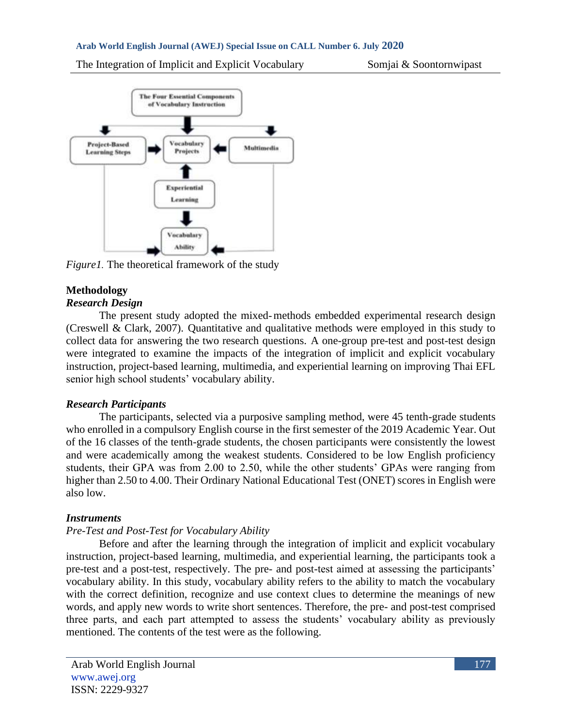*Figure1.* The theoretical framework of the study

## Methodology

### *Research Design*

The present study adopted the mixed-methods embedded experimental research design (Creswell & Clark, 2007). Quantitative and qualitative methods were employed in this study to collect data for answering the two research questions. A one-group pre-test and post-test design were integrated to examine the impacts of the integration of implicit and explicit vocabulary instruction, project-based learning, multimedia, and experiential learning on improving Thai EFL senior high school students' vocabulary ability.

### *Research Participants*

The participants, selected via a purposive sampling method, were 45 tenth-grade students who enrolled in a compulsory English course in the first semester of the 2019 Academic Year. Out of the 16 classes of the tenth-grade students, the chosen participants were consistently the lowest and were academically among the weakest students. Considered to be low English proficiency students, their GPA was from 2.00 to 2.50, while the other students' GPAs were ranging from higher than 2.50 to 4.00. Their Ordinary National Educational Test (ONET) scores in English were also low.

### *Instruments*

*Pre-Test and Post-Test for Vocabulary Ability*

Before and after the learning through the integration of implicit and explicit vocabulary instruction, project-based learning, multimedia, and experiential learning, the participants took a pre-test and a post-test, respectively. The pre- and post-test aimed at assessing the participants' vocabulary ability. In this study, vocabulary ability refers to the ability to match the vocabulary with the correct definition, recognize and use context clues to determine the meanings of new words, and apply new words to write short sentences. Therefore, the pre- and post-test comprised three parts, and each part attempted to assess the students' vocabulary ability as previously mentioned. The contents of the test were as the following.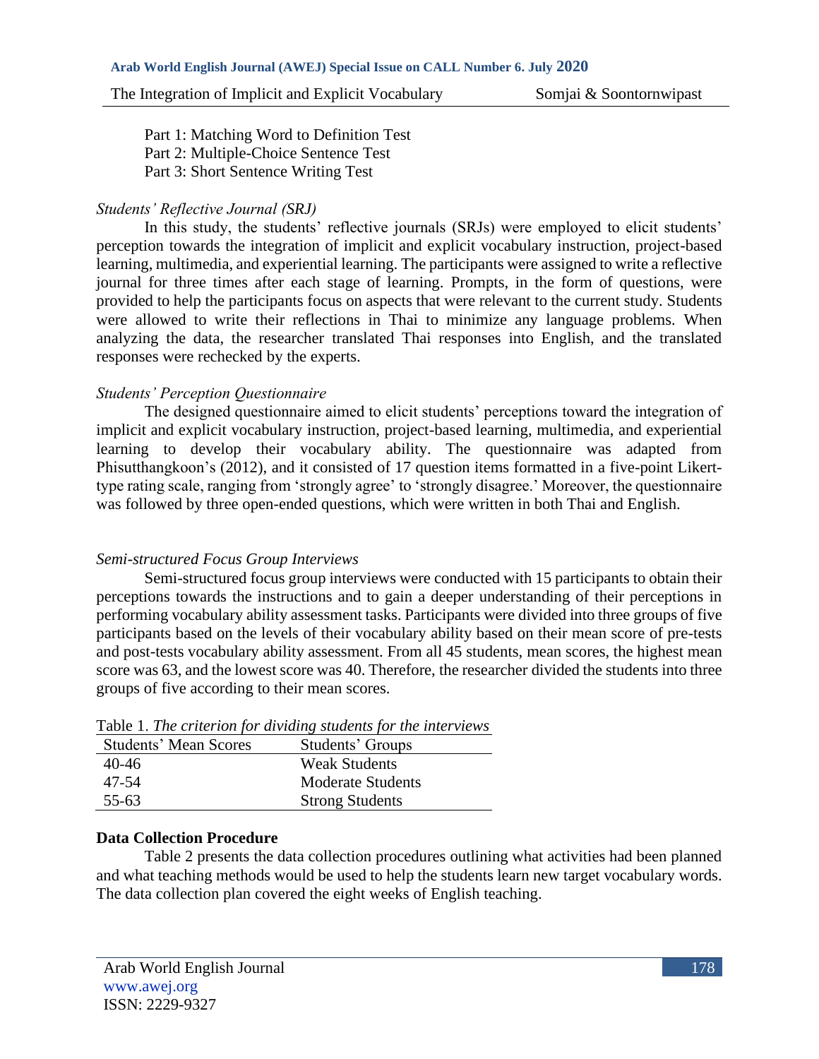Part 1: Matching Word to Definition Test
Part 2: Multiple-Choice Sentence Test
Part 3: Short Sentence Writing Test

*Students' Reflective Journal (SRJ)*

In this study, the students' reflective journals (SRJs) were employed to elicit students' perception towards the integration of implicit and explicit vocabulary instruction, project-based learning, multimedia, and experiential learning. The participants were assigned to write a reflective journal for three times after each stage of learning. Prompts, in the form of questions, were provided to help the participants focus on aspects that were relevant to the current study. Students were allowed to write their reflections in Thai to minimize any language problems. When analyzing the data, the researcher translated Thai responses into English, and the translated responses were rechecked by the experts.

*Students' Perception Questionnaire*

The designed questionnaire aimed to elicit students' perceptions toward the integration of implicit and explicit vocabulary instruction, project-based learning, multimedia, and experiential learning to develop their vocabulary ability. The questionnaire was adapted from Phisutthangkoon's (2012), and it consisted of 17 question items formatted in a five-point Likert-type rating scale, ranging from 'strongly agree' to 'strongly disagree.' Moreover, the questionnaire was followed by three open-ended questions, which were written in both Thai and English.

*Semi-structured Focus Group Interviews*

Semi-structured focus group interviews were conducted with 15 participants to obtain their perceptions towards the instructions and to gain a deeper understanding of their perceptions in performing vocabulary ability assessment tasks. Participants were divided into three groups of five participants based on the levels of their vocabulary ability based on their mean score of pre-tests and post-tests vocabulary ability assessment. From all 45 students, mean scores, the highest mean score was 63, and the lowest score was 40. Therefore, the researcher divided the students into three groups of five according to their mean scores.

Table 1. *The criterion for dividing students for the interviews*

| Students' Mean Scores | Students' Groups |
|---|---|
| 40-46 | Weak Students |
| 47-54 | Moderate Students |
| 55-63 | Strong Students |

**Data Collection Procedure**

Table 2 presents the data collection procedures outlining what activities had been planned and what teaching methods would be used to help the students learn new target vocabulary words. The data collection plan covered the eight weeks of English teaching.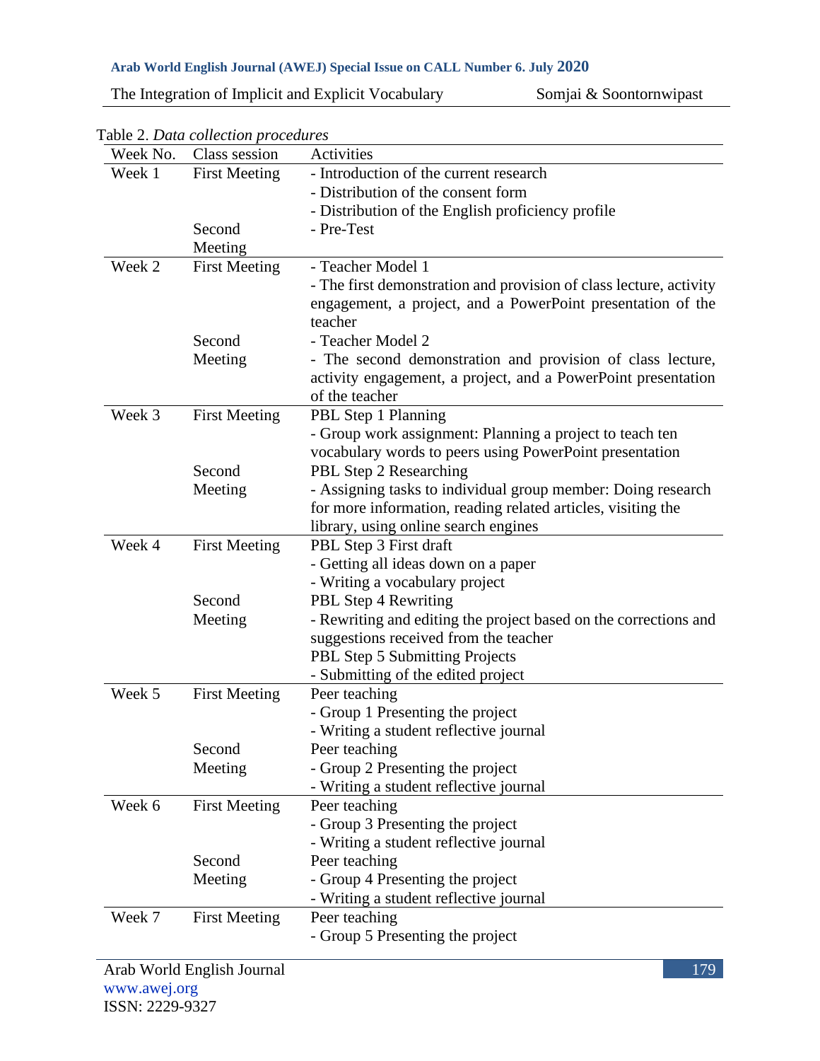Table 2. *Data collection procedures*

| Week No. | Class session | Activities |
|---|---|---|
| Week 1 | First Meeting | - Introduction of the current research<br>- Distribution of the consent form<br>- Distribution of the English proficiency profile |
| | Second Meeting | - Pre-Test |
| Week 2 | First Meeting | - Teacher Model 1<br>- The first demonstration and provision of class lecture, activity engagement, a project, and a PowerPoint presentation of the teacher |
| | Second Meeting | - Teacher Model 2<br>- The second demonstration and provision of class lecture, activity engagement, a project, and a PowerPoint presentation of the teacher |
| Week 3 | First Meeting | PBL Step 1 Planning<br>- Group work assignment: Planning a project to teach ten vocabulary words to peers using PowerPoint presentation |
| | Second Meeting | PBL Step 2 Researching<br>- Assigning tasks to individual group member: Doing research for more information, reading related articles, visiting the library, using online search engines |
| Week 4 | First Meeting | PBL Step 3 First draft<br>- Getting all ideas down on a paper<br>- Writing a vocabulary project |
| | Second Meeting | PBL Step 4 Rewriting<br>- Rewriting and editing the project based on the corrections and suggestions received from the teacher<br>PBL Step 5 Submitting Projects<br>- Submitting of the edited project |
| Week 5 | First Meeting | Peer teaching<br>- Group 1 Presenting the project<br>- Writing a student reflective journal |
| | Second Meeting | Peer teaching<br>- Group 2 Presenting the project<br>- Writing a student reflective journal |
| Week 6 | First Meeting | Peer teaching<br>- Group 3 Presenting the project<br>- Writing a student reflective journal |
| | Second Meeting | Peer teaching<br>- Group 4 Presenting the project<br>- Writing a student reflective journal |
| Week 7 | First Meeting | Peer teaching<br>- Group 5 Presenting the project |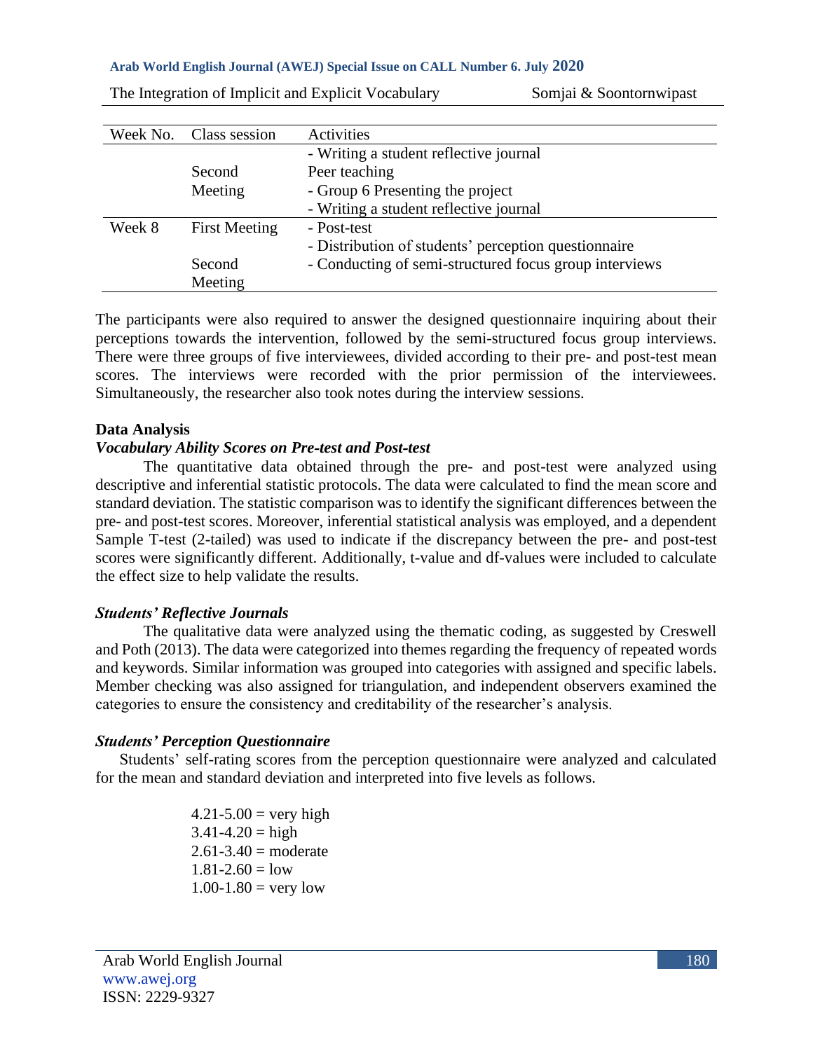| Week No. | Class session | Activities |
|---|---|---|
| | | - Writing a student reflective journal |
| | Second Meeting | Peer teaching<br>- Group 6 Presenting the project<br>- Writing a student reflective journal |
| Week 8 | First Meeting | - Post-test<br>- Distribution of students' perception questionnaire |
| | Second Meeting | - Conducting of semi-structured focus group interviews |

The participants were also required to answer the designed questionnaire inquiring about their perceptions towards the intervention, followed by the semi-structured focus group interviews. There were three groups of five interviewees, divided according to their pre- and post-test mean scores. The interviews were recorded with the prior permission of the interviewees. Simultaneously, the researcher also took notes during the interview sessions.

### Data Analysis

#### *Vocabulary Ability Scores on Pre-test and Post-test*

The quantitative data obtained through the pre- and post-test were analyzed using descriptive and inferential statistic protocols. The data were calculated to find the mean score and standard deviation. The statistic comparison was to identify the significant differences between the pre- and post-test scores. Moreover, inferential statistical analysis was employed, and a dependent Sample T-test (2-tailed) was used to indicate if the discrepancy between the pre- and post-test scores were significantly different. Additionally, t-value and df-values were included to calculate the effect size to help validate the results.

#### *Students' Reflective Journals*

The qualitative data were analyzed using the thematic coding, as suggested by Creswell and Poth (2013). The data were categorized into themes regarding the frequency of repeated words and keywords. Similar information was grouped into categories with assigned and specific labels. Member checking was also assigned for triangulation, and independent observers examined the categories to ensure the consistency and creditability of the researcher's analysis.

#### *Students' Perception Questionnaire*

Students' self-rating scores from the perception questionnaire were analyzed and calculated for the mean and standard deviation and interpreted into five levels as follows.

4.21-5.00 = very high
3.41-4.20 = high
2.61-3.40 = moderate
1.81-2.60 = low
1.00-1.80 = very low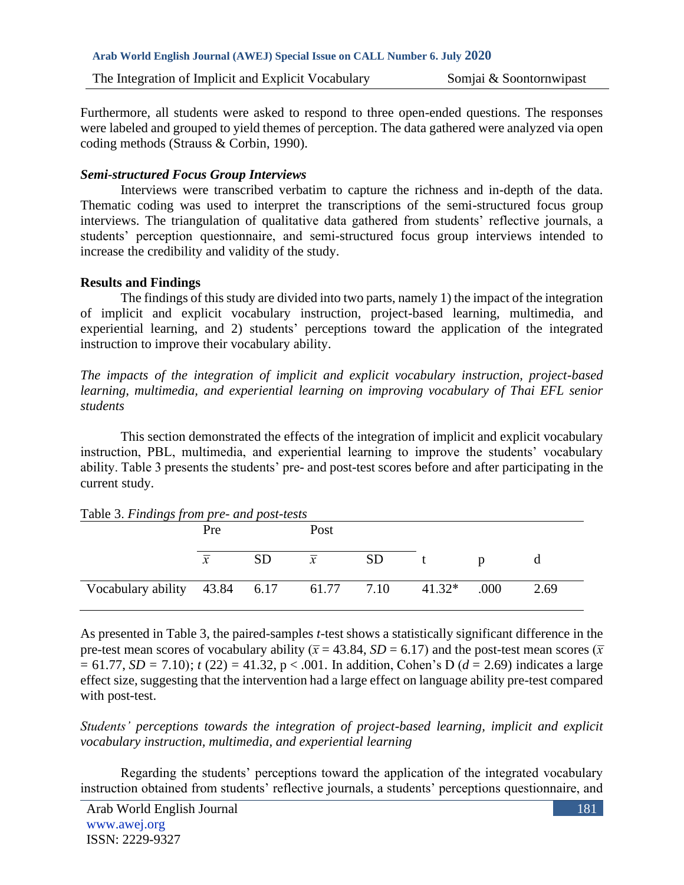Furthermore, all students were asked to respond to three open-ended questions. The responses were labeled and grouped to yield themes of perception. The data gathered were analyzed via open coding methods (Strauss & Corbin, 1990).

### *Semi-structured Focus Group Interviews*

Interviews were transcribed verbatim to capture the richness and in-depth of the data. Thematic coding was used to interpret the transcriptions of the semi-structured focus group interviews. The triangulation of qualitative data gathered from students' reflective journals, a students' perception questionnaire, and semi-structured focus group interviews intended to increase the credibility and validity of the study.

## Results and Findings

The findings of this study are divided into two parts, namely 1) the impact of the integration of implicit and explicit vocabulary instruction, project-based learning, multimedia, and experiential learning, and 2) students' perceptions toward the application of the integrated instruction to improve their vocabulary ability.

*The impacts of the integration of implicit and explicit vocabulary instruction, project-based learning, multimedia, and experiential learning on improving vocabulary of Thai EFL senior students*

This section demonstrated the effects of the integration of implicit and explicit vocabulary instruction, PBL, multimedia, and experiential learning to improve the students' vocabulary ability. Table 3 presents the students' pre- and post-test scores before and after participating in the current study.

Table 3. *Findings from pre- and post-tests*

| | Pre | | Post | | | | |
|---|---|---|---|---|---|---|---|
| | $\bar{x}$ | SD | $\bar{x}$ | SD | t | p | d |
| Vocabulary ability | 43.84 | 6.17 | 61.77 | 7.10 | 41.32* | .000 | 2.69 |

As presented in Table 3, the paired-samples *t*-test shows a statistically significant difference in the pre-test mean scores of vocabulary ability ($\bar{x}$ = 43.84, *SD* = 6.17) and the post-test mean scores ($\bar{x}$ = 61.77, *SD* = 7.10); $t$ (22) = 41.32, p < .001. In addition, Cohen's D (*d* = 2.69) indicates a large effect size, suggesting that the intervention had a large effect on language ability pre-test compared with post-test.

*Students' perceptions towards the integration of project-based learning, implicit and explicit vocabulary instruction, multimedia, and experiential learning*

Regarding the students' perceptions toward the application of the integrated vocabulary instruction obtained from students' reflective journals, a students' perceptions questionnaire, and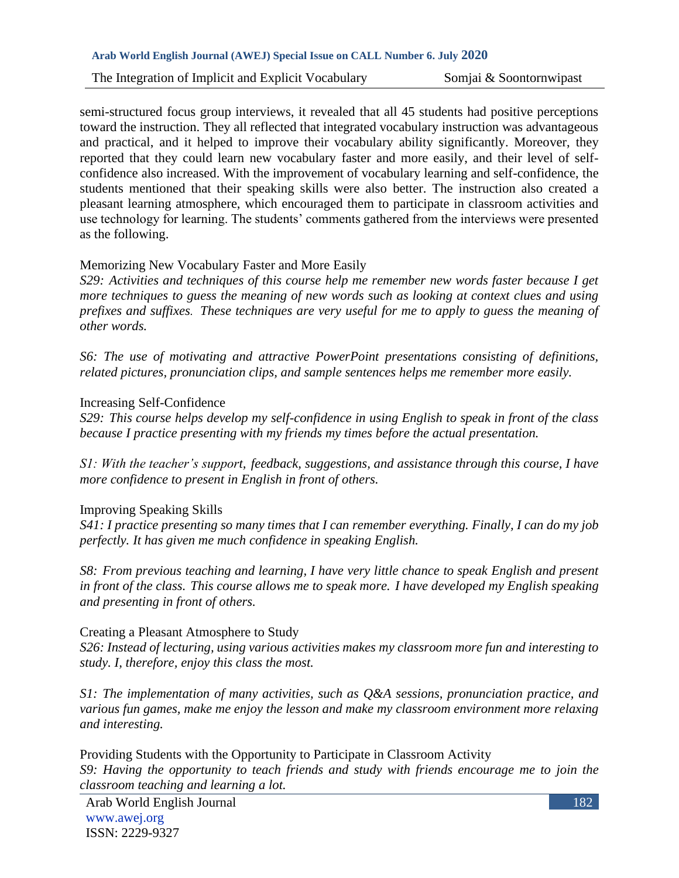semi-structured focus group interviews, it revealed that all 45 students had positive perceptions toward the instruction. They all reflected that integrated vocabulary instruction was advantageous and practical, and it helped to improve their vocabulary ability significantly. Moreover, they reported that they could learn new vocabulary faster and more easily, and their level of self-confidence also increased. With the improvement of vocabulary learning and self-confidence, the students mentioned that their speaking skills were also better. The instruction also created a pleasant learning atmosphere, which encouraged them to participate in classroom activities and use technology for learning. The students' comments gathered from the interviews were presented as the following.

Memorizing New Vocabulary Faster and More Easily

*S29: Activities and techniques of this course help me remember new words faster because I get more techniques to guess the meaning of new words such as looking at context clues and using prefixes and suffixes. These techniques are very useful for me to apply to guess the meaning of other words.*

*S6: The use of motivating and attractive PowerPoint presentations consisting of definitions, related pictures, pronunciation clips, and sample sentences helps me remember more easily.*

Increasing Self-Confidence

*S29: This course helps develop my self-confidence in using English to speak in front of the class because I practice presenting with my friends my times before the actual presentation.*

*S1: With the teacher's support, feedback, suggestions, and assistance through this course, I have more confidence to present in English in front of others.*

Improving Speaking Skills

*S41: I practice presenting so many times that I can remember everything. Finally, I can do my job perfectly. It has given me much confidence in speaking English.*

*S8: From previous teaching and learning, I have very little chance to speak English and present in front of the class. This course allows me to speak more. I have developed my English speaking and presenting in front of others.*

Creating a Pleasant Atmosphere to Study

*S26: Instead of lecturing, using various activities makes my classroom more fun and interesting to study. I, therefore, enjoy this class the most.*

*S1: The implementation of many activities, such as Q&A sessions, pronunciation practice, and various fun games, make me enjoy the lesson and make my classroom environment more relaxing and interesting.*

Providing Students with the Opportunity to Participate in Classroom Activity

*S9: Having the opportunity to teach friends and study with friends encourage me to join the classroom teaching and learning a lot.*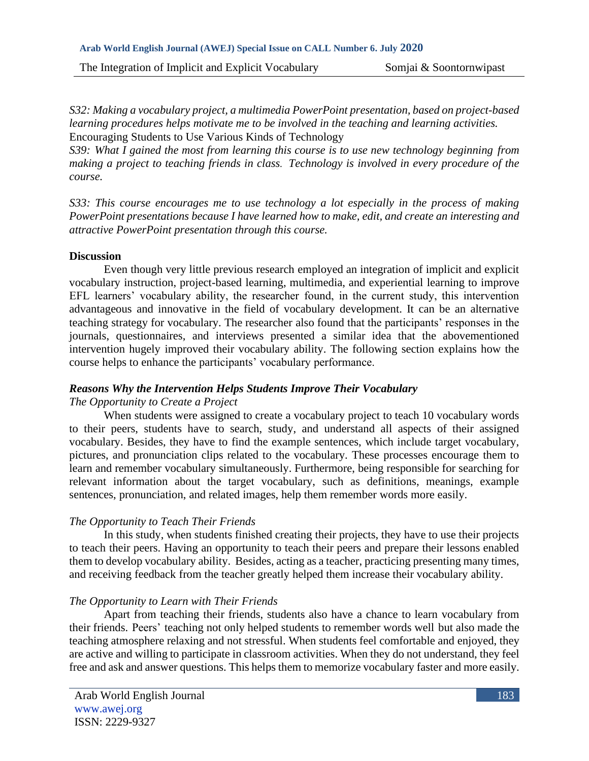*S32: Making a vocabulary project, a multimedia PowerPoint presentation, based on project-based learning procedures helps motivate me to be involved in the teaching and learning activities.*

Encouraging Students to Use Various Kinds of Technology

*S39: What I gained the most from learning this course is to use new technology beginning from making a project to teaching friends in class. Technology is involved in every procedure of the course.*

*S33: This course encourages me to use technology a lot especially in the process of making PowerPoint presentations because I have learned how to make, edit, and create an interesting and attractive PowerPoint presentation through this course.*

## Discussion

Even though very little previous research employed an integration of implicit and explicit vocabulary instruction, project-based learning, multimedia, and experiential learning to improve EFL learners' vocabulary ability, the researcher found, in the current study, this intervention advantageous and innovative in the field of vocabulary development. It can be an alternative teaching strategy for vocabulary. The researcher also found that the participants' responses in the journals, questionnaires, and interviews presented a similar idea that the abovementioned intervention hugely improved their vocabulary ability. The following section explains how the course helps to enhance the participants' vocabulary performance.

### ***Reasons Why the Intervention Helps Students Improve Their Vocabulary***

*The Opportunity to Create a Project*

When students were assigned to create a vocabulary project to teach 10 vocabulary words to their peers, students have to search, study, and understand all aspects of their assigned vocabulary. Besides, they have to find the example sentences, which include target vocabulary, pictures, and pronunciation clips related to the vocabulary. These processes encourage them to learn and remember vocabulary simultaneously. Furthermore, being responsible for searching for relevant information about the target vocabulary, such as definitions, meanings, example sentences, pronunciation, and related images, help them remember words more easily.

*The Opportunity to Teach Their Friends*

In this study, when students finished creating their projects, they have to use their projects to teach their peers. Having an opportunity to teach their peers and prepare their lessons enabled them to develop vocabulary ability. Besides, acting as a teacher, practicing presenting many times, and receiving feedback from the teacher greatly helped them increase their vocabulary ability.

*The Opportunity to Learn with Their Friends*

Apart from teaching their friends, students also have a chance to learn vocabulary from their friends. Peers' teaching not only helped students to remember words well but also made the teaching atmosphere relaxing and not stressful. When students feel comfortable and enjoyed, they are active and willing to participate in classroom activities. When they do not understand, they feel free and ask and answer questions. This helps them to memorize vocabulary faster and more easily.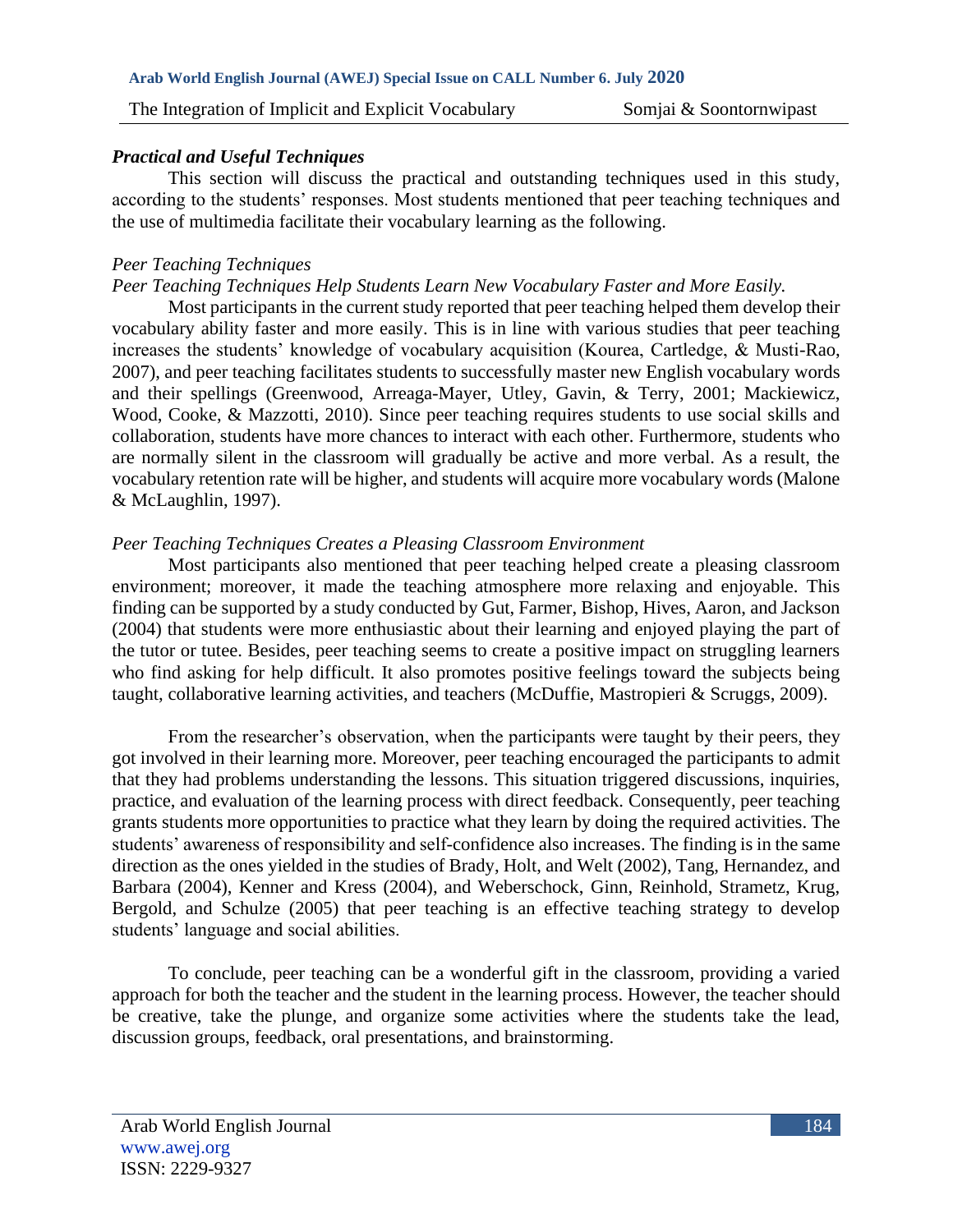### *Practical and Useful Techniques*

This section will discuss the practical and outstanding techniques used in this study, according to the students' responses. Most students mentioned that peer teaching techniques and the use of multimedia facilitate their vocabulary learning as the following.

#### *Peer Teaching Techniques*

*Peer Teaching Techniques Help Students Learn New Vocabulary Faster and More Easily.*

Most participants in the current study reported that peer teaching helped them develop their vocabulary ability faster and more easily. This is in line with various studies that peer teaching increases the students' knowledge of vocabulary acquisition (Kourea, Cartledge, & Musti-Rao, 2007), and peer teaching facilitates students to successfully master new English vocabulary words and their spellings (Greenwood, Arreaga-Mayer, Utley, Gavin, & Terry, 2001; Mackiewicz, Wood, Cooke, & Mazzotti, 2010). Since peer teaching requires students to use social skills and collaboration, students have more chances to interact with each other. Furthermore, students who are normally silent in the classroom will gradually be active and more verbal. As a result, the vocabulary retention rate will be higher, and students will acquire more vocabulary words (Malone & McLaughlin, 1997).

*Peer Teaching Techniques Creates a Pleasing Classroom Environment*

Most participants also mentioned that peer teaching helped create a pleasing classroom environment; moreover, it made the teaching atmosphere more relaxing and enjoyable. This finding can be supported by a study conducted by Gut, Farmer, Bishop, Hives, Aaron, and Jackson (2004) that students were more enthusiastic about their learning and enjoyed playing the part of the tutor or tutee. Besides, peer teaching seems to create a positive impact on struggling learners who find asking for help difficult. It also promotes positive feelings toward the subjects being taught, collaborative learning activities, and teachers (McDuffie, Mastropieri & Scruggs, 2009).

From the researcher's observation, when the participants were taught by their peers, they got involved in their learning more. Moreover, peer teaching encouraged the participants to admit that they had problems understanding the lessons. This situation triggered discussions, inquiries, practice, and evaluation of the learning process with direct feedback. Consequently, peer teaching grants students more opportunities to practice what they learn by doing the required activities. The students' awareness of responsibility and self-confidence also increases. The finding is in the same direction as the ones yielded in the studies of Brady, Holt, and Welt (2002), Tang, Hernandez, and Barbara (2004), Kenner and Kress (2004), and Weberschock, Ginn, Reinhold, Strametz, Krug, Bergold, and Schulze (2005) that peer teaching is an effective teaching strategy to develop students' language and social abilities.

To conclude, peer teaching can be a wonderful gift in the classroom, providing a varied approach for both the teacher and the student in the learning process. However, the teacher should be creative, take the plunge, and organize some activities where the students take the lead, discussion groups, feedback, oral presentations, and brainstorming.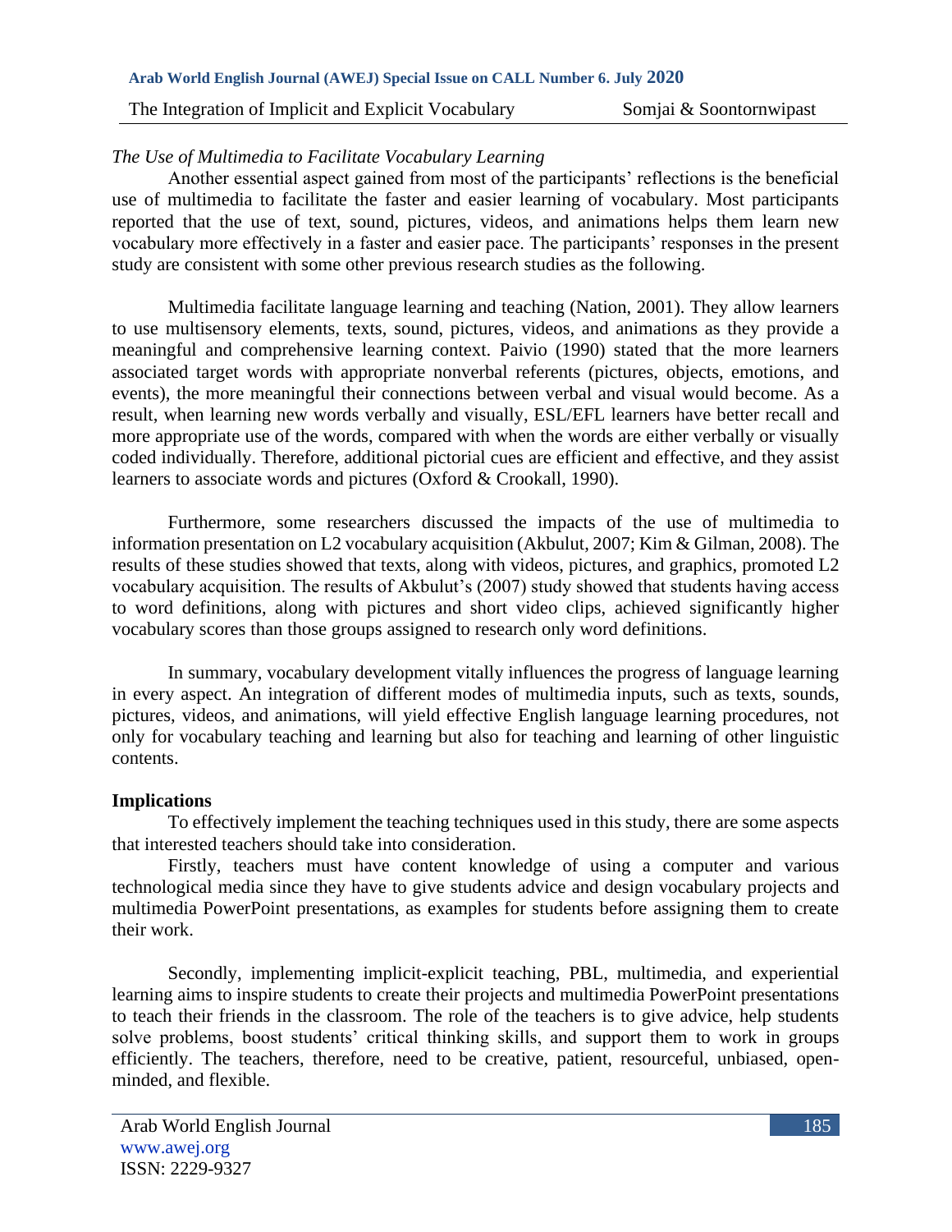*The Use of Multimedia to Facilitate Vocabulary Learning*

Another essential aspect gained from most of the participants' reflections is the beneficial use of multimedia to facilitate the faster and easier learning of vocabulary. Most participants reported that the use of text, sound, pictures, videos, and animations helps them learn new vocabulary more effectively in a faster and easier pace. The participants' responses in the present study are consistent with some other previous research studies as the following.

Multimedia facilitate language learning and teaching (Nation, 2001). They allow learners to use multisensory elements, texts, sound, pictures, videos, and animations as they provide a meaningful and comprehensive learning context. Paivio (1990) stated that the more learners associated target words with appropriate nonverbal referents (pictures, objects, emotions, and events), the more meaningful their connections between verbal and visual would become. As a result, when learning new words verbally and visually, ESL/EFL learners have better recall and more appropriate use of the words, compared with when the words are either verbally or visually coded individually. Therefore, additional pictorial cues are efficient and effective, and they assist learners to associate words and pictures (Oxford & Crookall, 1990).

Furthermore, some researchers discussed the impacts of the use of multimedia to information presentation on L2 vocabulary acquisition (Akbulut, 2007; Kim & Gilman, 2008). The results of these studies showed that texts, along with videos, pictures, and graphics, promoted L2 vocabulary acquisition. The results of Akbulut's (2007) study showed that students having access to word definitions, along with pictures and short video clips, achieved significantly higher vocabulary scores than those groups assigned to research only word definitions.

In summary, vocabulary development vitally influences the progress of language learning in every aspect. An integration of different modes of multimedia inputs, such as texts, sounds, pictures, videos, and animations, will yield effective English language learning procedures, not only for vocabulary teaching and learning but also for teaching and learning of other linguistic contents.

**Implications**

To effectively implement the teaching techniques used in this study, there are some aspects that interested teachers should take into consideration.

Firstly, teachers must have content knowledge of using a computer and various technological media since they have to give students advice and design vocabulary projects and multimedia PowerPoint presentations, as examples for students before assigning them to create their work.

Secondly, implementing implicit-explicit teaching, PBL, multimedia, and experiential learning aims to inspire students to create their projects and multimedia PowerPoint presentations to teach their friends in the classroom. The role of the teachers is to give advice, help students solve problems, boost students' critical thinking skills, and support them to work in groups efficiently. The teachers, therefore, need to be creative, patient, resourceful, unbiased, open-minded, and flexible.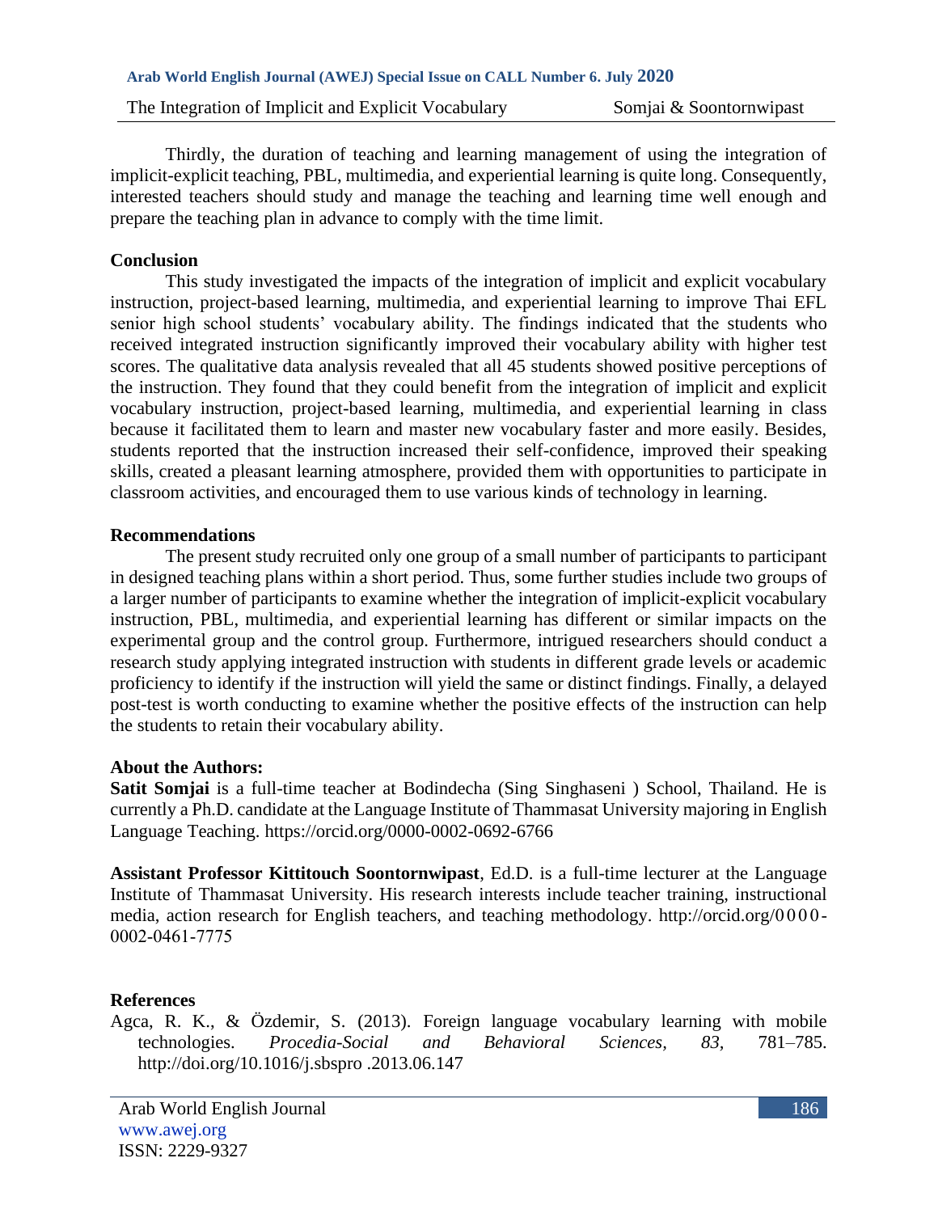Thirdly, the duration of teaching and learning management of using the integration of implicit-explicit teaching, PBL, multimedia, and experiential learning is quite long. Consequently, interested teachers should study and manage the teaching and learning time well enough and prepare the teaching plan in advance to comply with the time limit.

## Conclusion

This study investigated the impacts of the integration of implicit and explicit vocabulary instruction, project-based learning, multimedia, and experiential learning to improve Thai EFL senior high school students' vocabulary ability. The findings indicated that the students who received integrated instruction significantly improved their vocabulary ability with higher test scores. The qualitative data analysis revealed that all 45 students showed positive perceptions of the instruction. They found that they could benefit from the integration of implicit and explicit vocabulary instruction, project-based learning, multimedia, and experiential learning in class because it facilitated them to learn and master new vocabulary faster and more easily. Besides, students reported that the instruction increased their self-confidence, improved their speaking skills, created a pleasant learning atmosphere, provided them with opportunities to participate in classroom activities, and encouraged them to use various kinds of technology in learning.

## Recommendations

The present study recruited only one group of a small number of participants to participant in designed teaching plans within a short period. Thus, some further studies include two groups of a larger number of participants to examine whether the integration of implicit-explicit vocabulary instruction, PBL, multimedia, and experiential learning has different or similar impacts on the experimental group and the control group. Furthermore, intrigued researchers should conduct a research study applying integrated instruction with students in different grade levels or academic proficiency to identify if the instruction will yield the same or distinct findings. Finally, a delayed post-test is worth conducting to examine whether the positive effects of the instruction can help the students to retain their vocabulary ability.

## About the Authors:

**Satit Somjai** is a full-time teacher at Bodindecha (Sing Singhaseni ) School, Thailand. He is currently a Ph.D. candidate at the Language Institute of Thammasat University majoring in English Language Teaching. https://orcid.org/0000-0002-0692-6766

**Assistant Professor Kittitouch Soontornwipast**, Ed.D. is a full-time lecturer at the Language Institute of Thammasat University. His research interests include teacher training, instructional media, action research for English teachers, and teaching methodology. http://orcid.org/0000-0002-0461-7775

## References

Agca, R. K., & Özdemir, S. (2013). Foreign language vocabulary learning with mobile technologies. *Procedia-Social and Behavioral Sciences, 83*, 781–785. http://doi.org/10.1016/j.sbspro .2013.06.147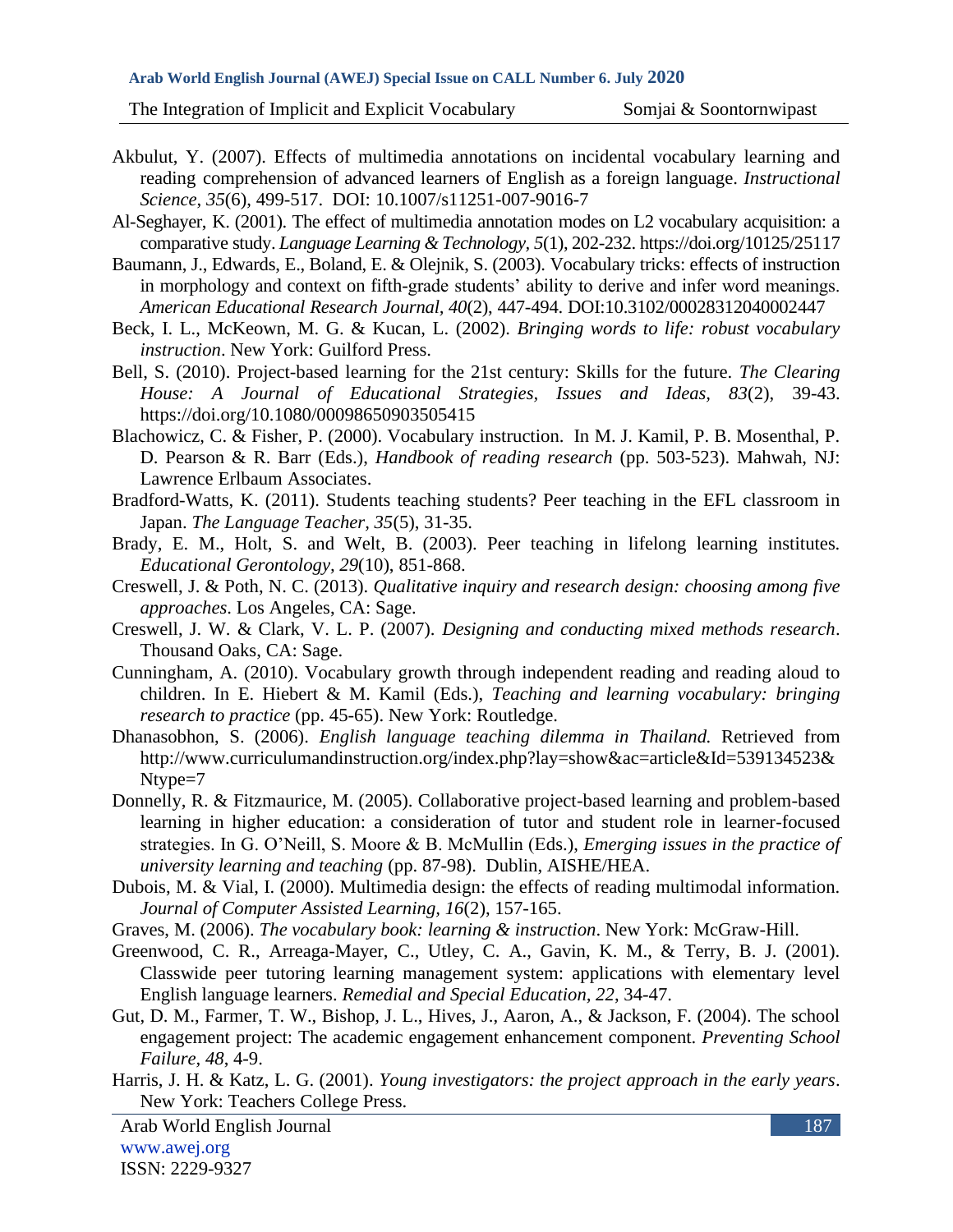Akbulut, Y. (2007). Effects of multimedia annotations on incidental vocabulary learning and reading comprehension of advanced learners of English as a foreign language. *Instructional Science*, *35*(6), 499-517. DOI: 10.1007/s11251-007-9016-7

Al-Seghayer, K. (2001). The effect of multimedia annotation modes on L2 vocabulary acquisition: a comparative study. *Language Learning & Technology, 5*(1), 202-232. https://doi.org/10125/25117

Baumann, J., Edwards, E., Boland, E. & Olejnik, S. (2003). Vocabulary tricks: effects of instruction in morphology and context on fifth-grade students' ability to derive and infer word meanings. *American Educational Research Journal, 40*(2), 447-494. DOI:10.3102/00028312040002447

Beck, I. L., McKeown, M. G. & Kucan, L. (2002). *Bringing words to life: robust vocabulary instruction*. New York: Guilford Press.

Bell, S. (2010). Project-based learning for the 21st century: Skills for the future. *The Clearing House: A Journal of Educational Strategies, Issues and Ideas, 83*(2), 39-43. https://doi.org/10.1080/00098650903505415

Blachowicz, C. & Fisher, P. (2000). Vocabulary instruction. In M. J. Kamil, P. B. Mosenthal, P. D. Pearson & R. Barr (Eds.), *Handbook of reading research* (pp. 503-523). Mahwah, NJ: Lawrence Erlbaum Associates.

Bradford-Watts, K. (2011). Students teaching students? Peer teaching in the EFL classroom in Japan. *The Language Teacher, 35*(5), 31-35.

Brady, E. M., Holt, S. and Welt, B. (2003). Peer teaching in lifelong learning institutes. *Educational Gerontology, 29*(10), 851-868.

Creswell, J. & Poth, N. C. (2013). *Qualitative inquiry and research design: choosing among five approaches*. Los Angeles, CA: Sage.

Creswell, J. W. & Clark, V. L. P. (2007). *Designing and conducting mixed methods research*. Thousand Oaks, CA: Sage.

Cunningham, A. (2010). Vocabulary growth through independent reading and reading aloud to children. In E. Hiebert & M. Kamil (Eds.), *Teaching and learning vocabulary: bringing research to practice* (pp. 45-65). New York: Routledge.

Dhanasobhon, S. (2006). *English language teaching dilemma in Thailand.* Retrieved from http://www.curriculumandinstruction.org/index.php?lay=show&ac=article&Id=539134523&Ntype=7

Donnelly, R. & Fitzmaurice, M. (2005). Collaborative project-based learning and problem-based learning in higher education: a consideration of tutor and student role in learner-focused strategies. In G. O'Neill, S. Moore & B. McMullin (Eds.), *Emerging issues in the practice of university learning and teaching* (pp. 87-98). Dublin, AISHE/HEA.

Dubois, M. & Vial, I. (2000). Multimedia design: the effects of reading multimodal information. *Journal of Computer Assisted Learning, 16*(2), 157-165.

Graves, M. (2006). *The vocabulary book: learning & instruction*. New York: McGraw-Hill.

Greenwood, C. R., Arreaga-Mayer, C., Utley, C. A., Gavin, K. M., & Terry, B. J. (2001). Classwide peer tutoring learning management system: applications with elementary level English language learners. *Remedial and Special Education, 22*, 34-47.

Gut, D. M., Farmer, T. W., Bishop, J. L., Hives, J., Aaron, A., & Jackson, F. (2004). The school engagement project: The academic engagement enhancement component. *Preventing School Failure, 48*, 4-9.

Harris, J. H. & Katz, L. G. (2001). *Young investigators: the project approach in the early years*. New York: Teachers College Press.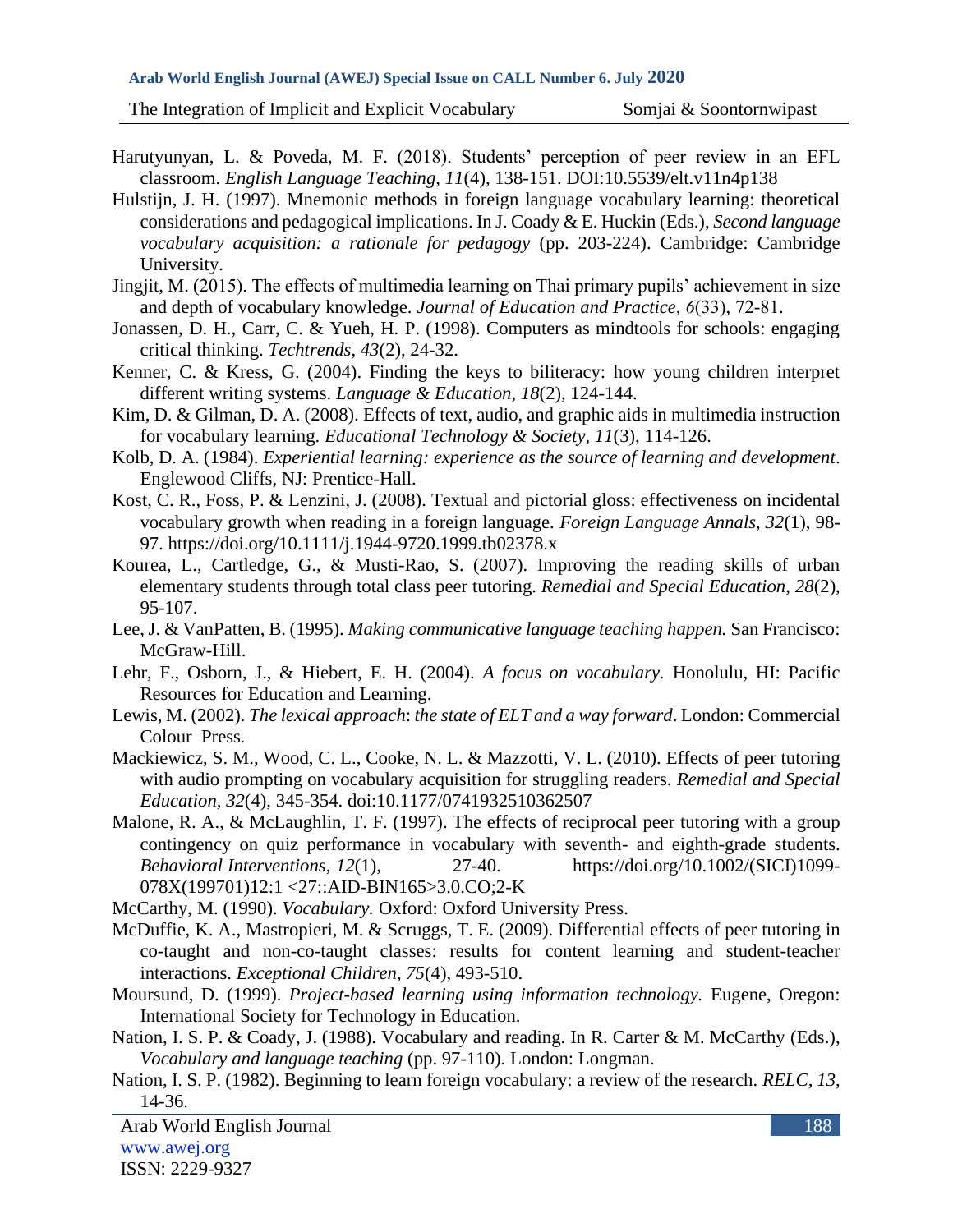Harutyunyan, L. & Poveda, M. F. (2018). Students' perception of peer review in an EFL classroom. *English Language Teaching, 11*(4), 138-151. DOI:10.5539/elt.v11n4p138

Hulstijn, J. H. (1997). Mnemonic methods in foreign language vocabulary learning: theoretical considerations and pedagogical implications. In J. Coady & E. Huckin (Eds.), *Second language vocabulary acquisition: a rationale for pedagogy* (pp. 203-224). Cambridge: Cambridge University.

Jingjit, M. (2015). The effects of multimedia learning on Thai primary pupils' achievement in size and depth of vocabulary knowledge. *Journal of Education and Practice, 6*(33), 72-81.

Jonassen, D. H., Carr, C. & Yueh, H. P. (1998). Computers as mindtools for schools: engaging critical thinking. *Techtrends, 43*(2), 24-32.

Kenner, C. & Kress, G. (2004). Finding the keys to biliteracy: how young children interpret different writing systems. *Language & Education, 18*(2), 124-144.

Kim, D. & Gilman, D. A. (2008). Effects of text, audio, and graphic aids in multimedia instruction for vocabulary learning. *Educational Technology & Society, 11*(3), 114-126.

Kolb, D. A. (1984). *Experiential learning: experience as the source of learning and development*. Englewood Cliffs, NJ: Prentice-Hall.

Kost, C. R., Foss, P. & Lenzini, J. (2008). Textual and pictorial gloss: effectiveness on incidental vocabulary growth when reading in a foreign language. *Foreign Language Annals, 32*(1), 98-97. https://doi.org/10.1111/j.1944-9720.1999.tb02378.x

Kourea, L., Cartledge, G., & Musti-Rao, S. (2007). Improving the reading skills of urban elementary students through total class peer tutoring. *Remedial and Special Education, 28*(2), 95-107.

Lee, J. & VanPatten, B. (1995). *Making communicative language teaching happen.* San Francisco: McGraw-Hill.

Lehr, F., Osborn, J., & Hiebert, E. H. (2004). *A focus on vocabulary.* Honolulu, HI: Pacific Resources for Education and Learning.

Lewis, M. (2002). *The lexical approach*: *the state of ELT and a way forward*. London: Commercial Colour Press.

Mackiewicz, S. M., Wood, C. L., Cooke, N. L. & Mazzotti, V. L. (2010). Effects of peer tutoring with audio prompting on vocabulary acquisition for struggling readers. *Remedial and Special Education, 32*(4), 345-354. doi:10.1177/0741932510362507

Malone, R. A., & McLaughlin, T. F. (1997). The effects of reciprocal peer tutoring with a group contingency on quiz performance in vocabulary with seventh- and eighth-grade students. *Behavioral Interventions, 12*(1), 27-40. https://doi.org/10.1002/(SICI)1099-078X(199701)12:1 <27::AID-BIN165>3.0.CO;2-K

McCarthy, M. (1990). *Vocabulary.* Oxford: Oxford University Press.

McDuffie, K. A., Mastropieri, M. & Scruggs, T. E. (2009). Differential effects of peer tutoring in co-taught and non-co-taught classes: results for content learning and student-teacher interactions. *Exceptional Children, 75*(4), 493-510.

Moursund, D. (1999). *Project-based learning using information technology.* Eugene, Oregon: International Society for Technology in Education.

Nation, I. S. P. & Coady, J. (1988). Vocabulary and reading. In R. Carter & M. McCarthy (Eds.), *Vocabulary and language teaching* (pp. 97-110). London: Longman.

Nation, I. S. P. (1982). Beginning to learn foreign vocabulary: a review of the research. *RELC, 13*, 14-36.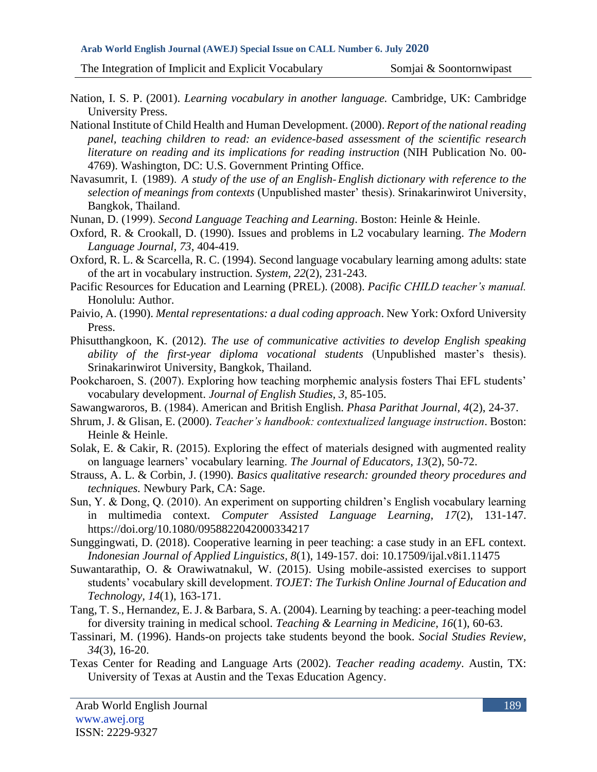Nation, I. S. P. (2001). *Learning vocabulary in another language.* Cambridge, UK: Cambridge University Press.

National Institute of Child Health and Human Development. (2000). *Report of the national reading panel, teaching children to read: an evidence-based assessment of the scientific research literature on reading and its implications for reading instruction* (NIH Publication No. 00-4769). Washington, DC: U.S. Government Printing Office.

Navasumrit, I. (1989). *A study of the use of an English-English dictionary with reference to the selection of meanings from contexts* (Unpublished master' thesis). Srinakarinwirot University, Bangkok, Thailand.

Nunan, D. (1999). *Second Language Teaching and Learning*. Boston: Heinle & Heinle.

Oxford, R. & Crookall, D. (1990). Issues and problems in L2 vocabulary learning. *The Modern Language Journal, 73*, 404-419.

Oxford, R. L. & Scarcella, R. C. (1994). Second language vocabulary learning among adults: state of the art in vocabulary instruction. *System, 22*(2), 231-243.

Pacific Resources for Education and Learning (PREL). (2008). *Pacific CHILD teacher's manual.* Honolulu: Author.

Paivio, A. (1990). *Mental representations: a dual coding approach*. New York: Oxford University Press.

Phisutthangkoon, K. (2012). *The use of communicative activities to develop English speaking ability of the first-year diploma vocational students* (Unpublished master's thesis). Srinakarinwirot University, Bangkok, Thailand.

Pookcharoen, S. (2007). Exploring how teaching morphemic analysis fosters Thai EFL students' vocabulary development. *Journal of English Studies, 3*, 85-105.

Sawangwaroros, B. (1984). American and British English. *Phasa Parithat Journal, 4*(2), 24-37.

Shrum, J. & Glisan, E. (2000). *Teacher's handbook: contextualized language instruction*. Boston: Heinle & Heinle.

Solak, E. & Cakir, R. (2015). Exploring the effect of materials designed with augmented reality on language learners' vocabulary learning. *The Journal of Educators, 13*(2), 50-72.

Strauss, A. L. & Corbin, J. (1990). *Basics qualitative research: grounded theory procedures and techniques*. Newbury Park, CA: Sage.

Sun, Y. & Dong, Q. (2010). An experiment on supporting children's English vocabulary learning in multimedia context. *Computer Assisted Language Learning, 17*(2), 131-147. https://doi.org/10.1080/0958822042000334217

Sunggingwati, D. (2018). Cooperative learning in peer teaching: a case study in an EFL context. *Indonesian Journal of Applied Linguistics, 8*(1), 149-157. doi: 10.17509/ijal.v8i1.11475

Suwantarathip, O. & Orawiwatnakul, W. (2015). Using mobile-assisted exercises to support students' vocabulary skill development. *TOJET: The Turkish Online Journal of Education and Technology, 14*(1), 163-171.

Tang, T. S., Hernandez, E. J. & Barbara, S. A. (2004). Learning by teaching: a peer-teaching model for diversity training in medical school. *Teaching & Learning in Medicine, 16*(1), 60-63.

Tassinari, M. (1996). Hands-on projects take students beyond the book. *Social Studies Review, 34*(3), 16-20.

Texas Center for Reading and Language Arts (2002). *Teacher reading academy*. Austin, TX: University of Texas at Austin and the Texas Education Agency.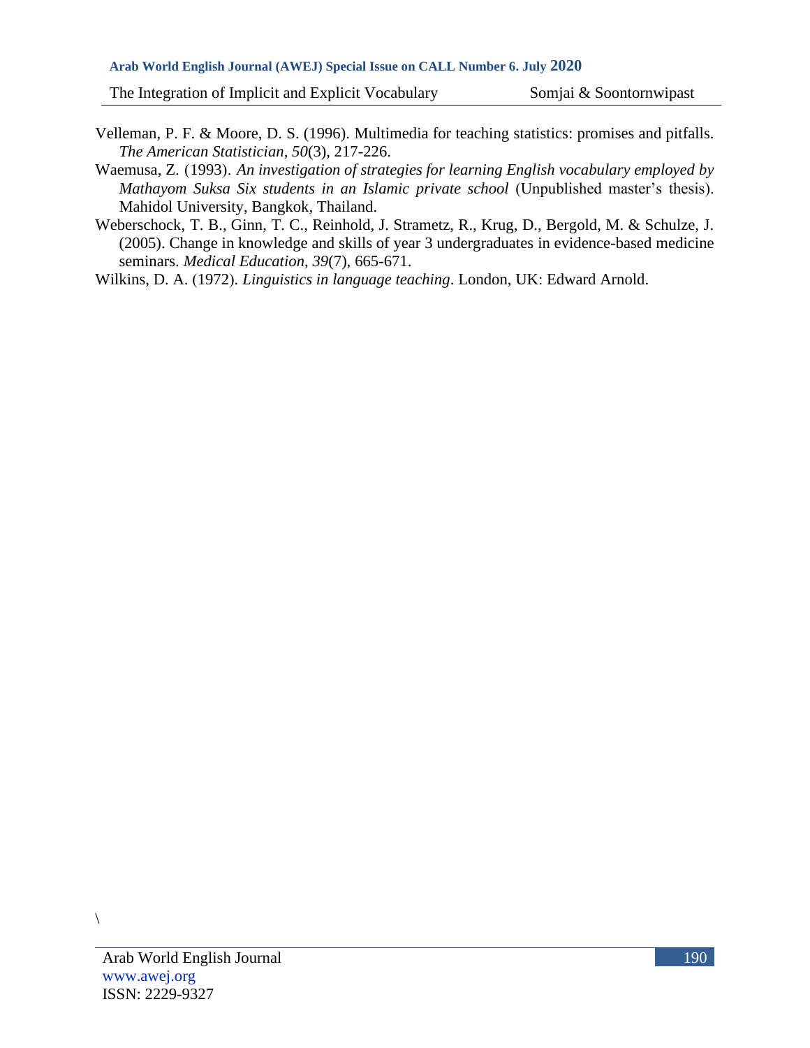Velleman, P. F. & Moore, D. S. (1996). Multimedia for teaching statistics: promises and pitfalls. *The American Statistician, 50*(3), 217-226.

Waemusa, Z. (1993). *An investigation of strategies for learning English vocabulary employed by Mathayom Suksa Six students in an Islamic private school* (Unpublished master's thesis). Mahidol University, Bangkok, Thailand.

Weberschock, T. B., Ginn, T. C., Reinhold, J. Strametz, R., Krug, D., Bergold, M. & Schulze, J. (2005). Change in knowledge and skills of year 3 undergraduates in evidence-based medicine seminars. *Medical Education, 39*(7), 665-671.

Wilkins, D. A. (1972). *Linguistics in language teaching*. London, UK: Edward Arnold.

\